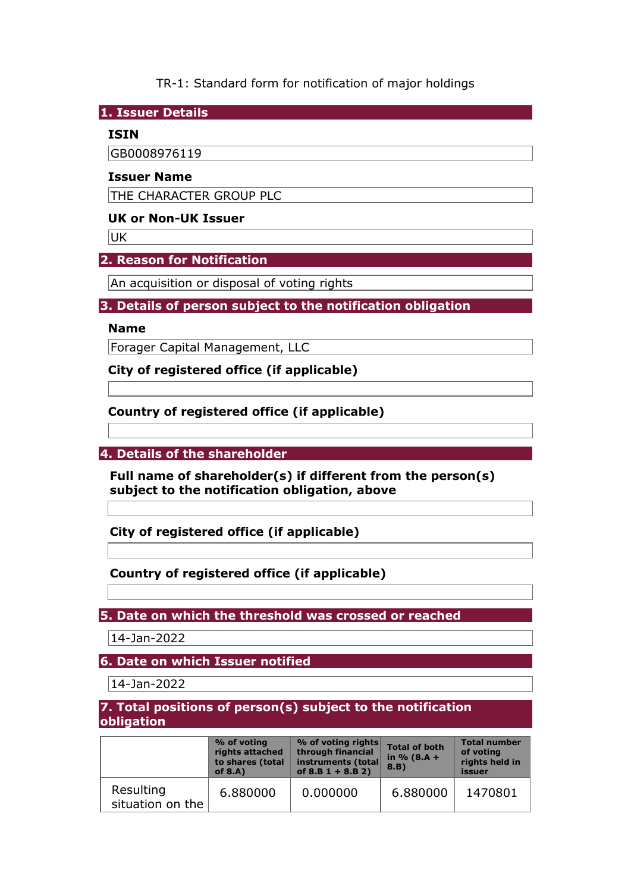TR-1: Standard form for notification of major holdings

## 1. Issuer Details

**ISIN**

GB0008976119

**Issuer Name**

THE CHARACTER GROUP PLC

**UK or Non-UK Issuer**

UK

## 2. Reason for Notification

An acquisition or disposal of voting rights

## 3. Details of person subject to the notification obligation

**Name**

Forager Capital Management, LLC

**City of registered office (if applicable)**

**Country of registered office (if applicable)**

## 4. Details of the shareholder

**Full name of shareholder(s) if different from the person(s) subject to the notification obligation, above**

**City of registered office (if applicable)**

**Country of registered office (if applicable)**

## 5. Date on which the threshold was crossed or reached

14-Jan-2022

## 6. Date on which Issuer notified

14-Jan-2022

## 7. Total positions of person(s) subject to the notification obligation

| | % of voting rights attached to shares (total of 8.A) | % of voting rights through financial instruments (total of 8.B 1 + 8.B 2) | Total of both in % (8.A + 8.B) | Total number of voting rights held in issuer |
|---|---|---|---|---|
| Resulting situation on the | 6.880000 | 0.000000 | 6.880000 | 1470801 |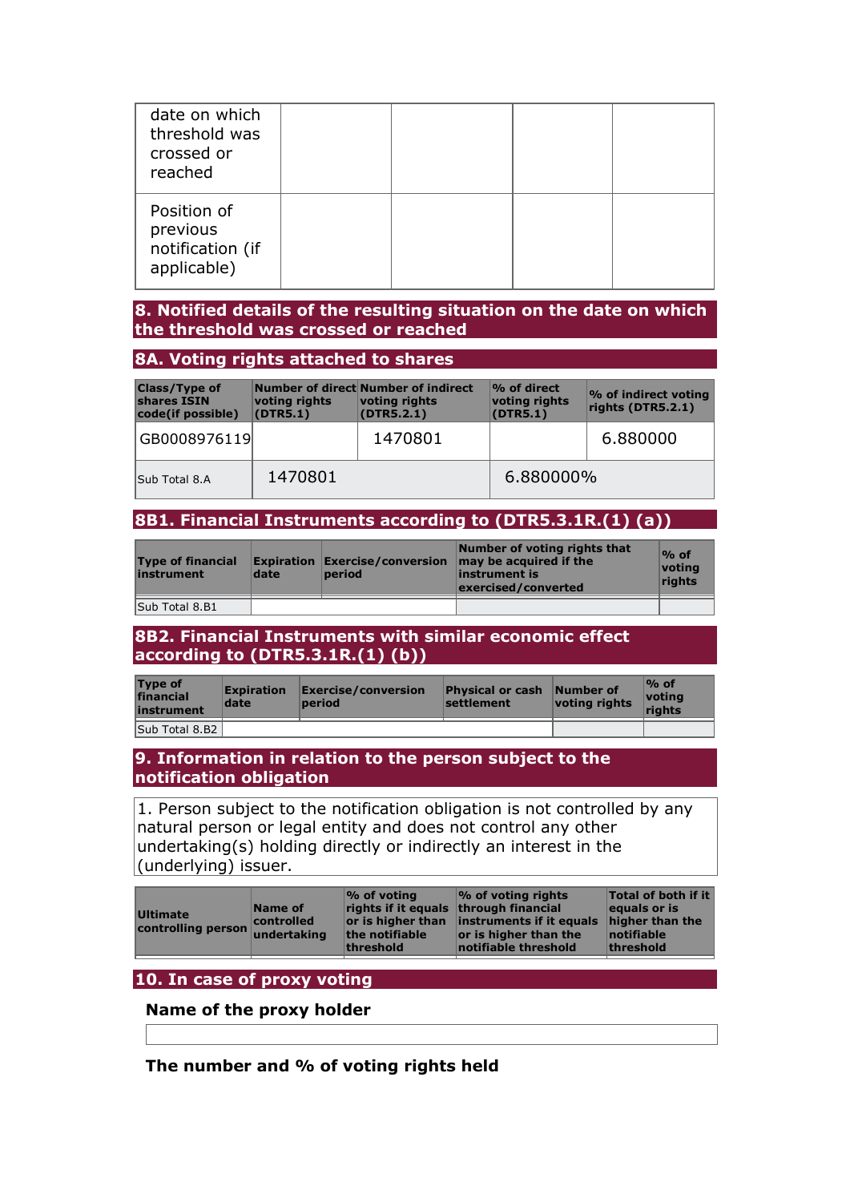| date on which threshold was crossed or reached | | | | |
|---|---|---|---|---|
| Position of previous notification (if applicable) | | | | |

## 8. Notified details of the resulting situation on the date on which the threshold was crossed or reached

### 8A. Voting rights attached to shares

| Class/Type of shares ISIN code(if possible) | Number of direct voting rights (DTR5.1) | Number of indirect voting rights (DTR5.2.1) | % of direct voting rights (DTR5.1) | % of indirect voting rights (DTR5.2.1) |
|---|---|---|---|---|
| GB0008976119 | | 1470801 | | 6.880000 |
| Sub Total 8.A | 1470801 | | 6.880000% | |

### 8B1. Financial Instruments according to (DTR5.3.1R.(1) (a))

| Type of financial instrument | Expiration date | Exercise/conversion period | Number of voting rights that may be acquired if the instrument is exercised/converted | % of voting rights |
|---|---|---|---|---|
| Sub Total 8.B1 | | | | |

### 8B2. Financial Instruments with similar economic effect according to (DTR5.3.1R.(1) (b))

| Type of financial instrument | Expiration date | Exercise/conversion period | Physical or cash settlement | Number of voting rights | % of voting rights |
|---|---|---|---|---|---|
| Sub Total 8.B2 | | | | | |

## 9. Information in relation to the person subject to the notification obligation

1. Person subject to the notification obligation is not controlled by any natural person or legal entity and does not control any other undertaking(s) holding directly or indirectly an interest in the (underlying) issuer.

| Ultimate controlling person | Name of controlled undertaking | % of voting rights if it equals or is higher than the notifiable threshold | % of voting rights through financial instruments if it equals or is higher than the notifiable threshold | Total of both if it equals or is higher than the notifiable threshold |
|---|---|---|---|---|

## 10. In case of proxy voting

**Name of the proxy holder**

**The number and % of voting rights held**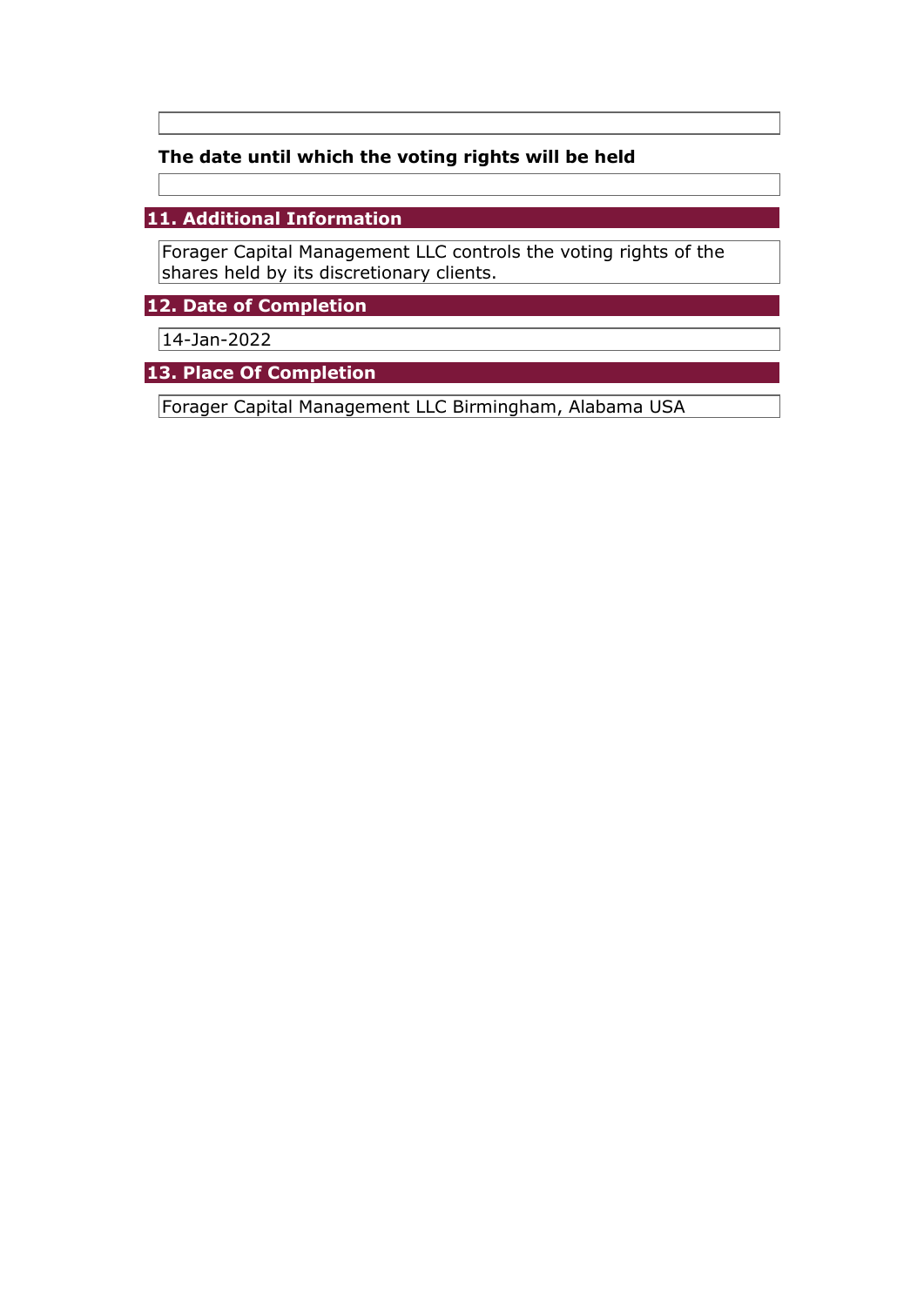**The date until which the voting rights will be held**

## 11. Additional Information

Forager Capital Management LLC controls the voting rights of the shares held by its discretionary clients.

## 12. Date of Completion

14-Jan-2022

## 13. Place Of Completion

Forager Capital Management LLC Birmingham, Alabama USA